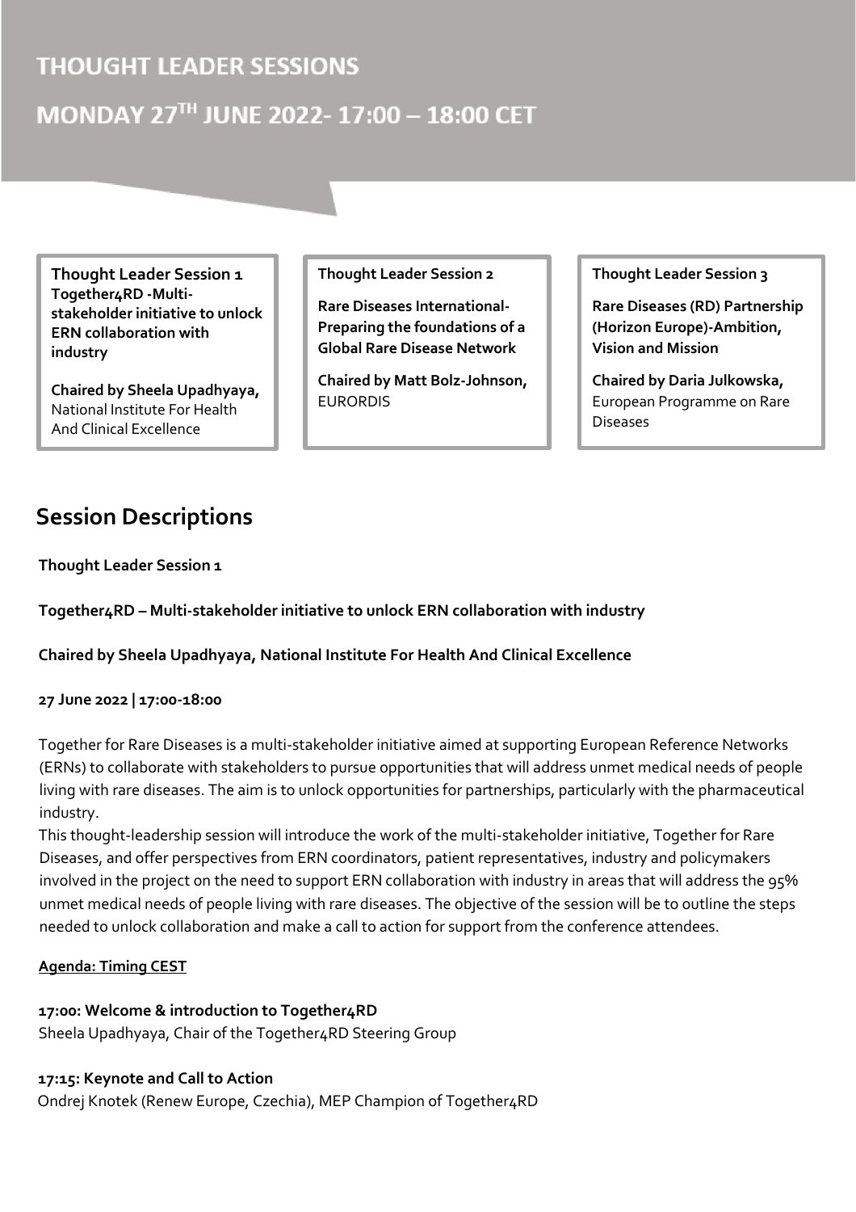# THOUGHT LEADER SESSIONS

# MONDAY 27TH JUNE 2022- 17:00 – 18:00 CET

**Thought Leader Session 1**
**Together4RD -Multi-stakeholder initiative to unlock ERN collaboration with industry**

**Chaired by Sheela Upadhyaya,** National Institute For Health And Clinical Excellence

**Thought Leader Session 2**

**Rare Diseases International-Preparing the foundations of a Global Rare Disease Network**

**Chaired by Matt Bolz-Johnson,** EURORDIS

**Thought Leader Session 3**

**Rare Diseases (RD) Partnership (Horizon Europe)-Ambition, Vision and Mission**

**Chaired by Daria Julkowska,** European Programme on Rare Diseases

## Session Descriptions

**Thought Leader Session 1**

**Together4RD – Multi-stakeholder initiative to unlock ERN collaboration with industry**

**Chaired by Sheela Upadhyaya, National Institute For Health And Clinical Excellence**

**27 June 2022 | 17:00-18:00**

Together for Rare Diseases is a multi-stakeholder initiative aimed at supporting European Reference Networks (ERNs) to collaborate with stakeholders to pursue opportunities that will address unmet medical needs of people living with rare diseases. The aim is to unlock opportunities for partnerships, particularly with the pharmaceutical industry.
This thought-leadership session will introduce the work of the multi-stakeholder initiative, Together for Rare Diseases, and offer perspectives from ERN coordinators, patient representatives, industry and policymakers involved in the project on the need to support ERN collaboration with industry in areas that will address the 95% unmet medical needs of people living with rare diseases. The objective of the session will be to outline the steps needed to unlock collaboration and make a call to action for support from the conference attendees.

**Agenda: Timing CEST**

**17:00: Welcome & introduction to Together4RD**
Sheela Upadhyaya, Chair of the Together4RD Steering Group

**17:15: Keynote and Call to Action**
Ondrej Knotek (Renew Europe, Czechia), MEP Champion of Together4RD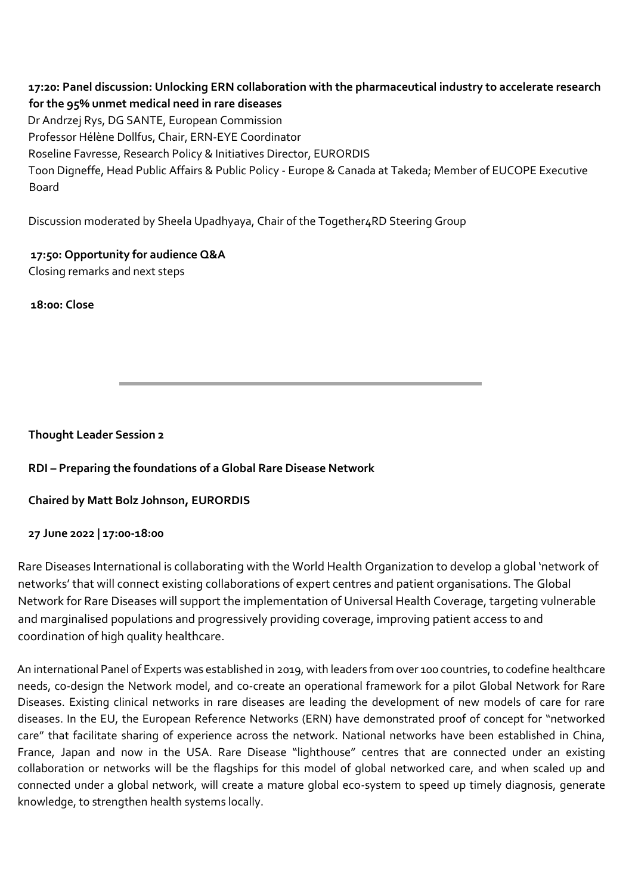**17:20: Panel discussion: Unlocking ERN collaboration with the pharmaceutical industry to accelerate research for the 95% unmet medical need in rare diseases**

Dr Andrzej Rys, DG SANTE, European Commission
Professor Hélène Dollfus, Chair, ERN-EYE Coordinator
Roseline Favresse, Research Policy & Initiatives Director, EURORDIS
Toon Digneffe, Head Public Affairs & Public Policy - Europe & Canada at Takeda; Member of EUCOPE Executive Board

Discussion moderated by Sheela Upadhyaya, Chair of the Together4RD Steering Group

**17:50: Opportunity for audience Q&A**
Closing remarks and next steps

**18:00: Close**

---

**Thought Leader Session 2**

**RDI – Preparing the foundations of a Global Rare Disease Network**

**Chaired by Matt Bolz Johnson, EURORDIS**

**27 June 2022 | 17:00-18:00**

Rare Diseases International is collaborating with the World Health Organization to develop a global 'network of networks' that will connect existing collaborations of expert centres and patient organisations. The Global Network for Rare Diseases will support the implementation of Universal Health Coverage, targeting vulnerable and marginalised populations and progressively providing coverage, improving patient access to and coordination of high quality healthcare.

An international Panel of Experts was established in 2019, with leaders from over 100 countries, to codefine healthcare needs, co-design the Network model, and co-create an operational framework for a pilot Global Network for Rare Diseases. Existing clinical networks in rare diseases are leading the development of new models of care for rare diseases. In the EU, the European Reference Networks (ERN) have demonstrated proof of concept for "networked care" that facilitate sharing of experience across the network. National networks have been established in China, France, Japan and now in the USA. Rare Disease "lighthouse" centres that are connected under an existing collaboration or networks will be the flagships for this model of global networked care, and when scaled up and connected under a global network, will create a mature global eco-system to speed up timely diagnosis, generate knowledge, to strengthen health systems locally.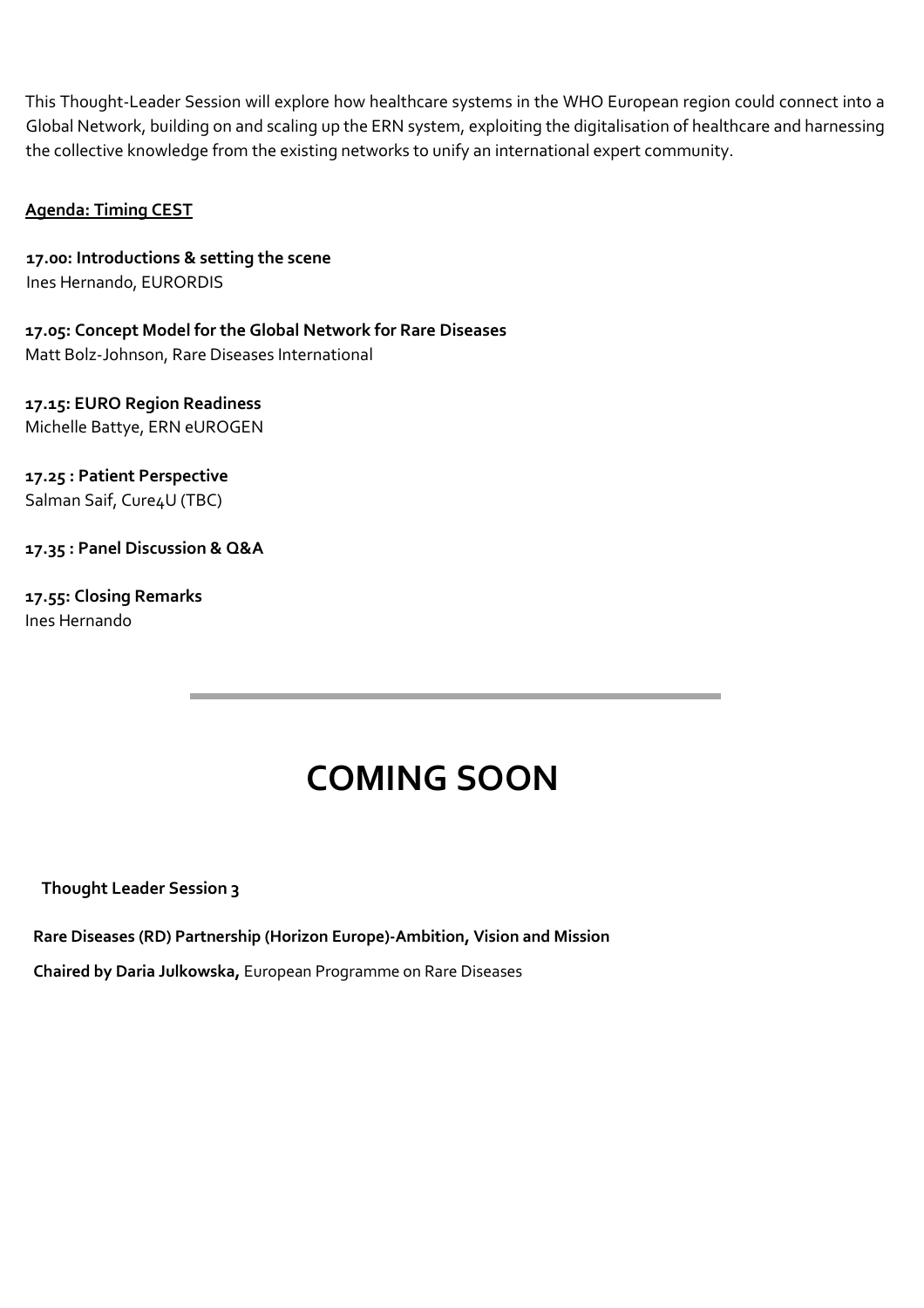This Thought-Leader Session will explore how healthcare systems in the WHO European region could connect into a Global Network, building on and scaling up the ERN system, exploiting the digitalisation of healthcare and harnessing the collective knowledge from the existing networks to unify an international expert community.

**Agenda: Timing CEST**

**17.00: Introductions & setting the scene**
Ines Hernando, EURORDIS

**17.05: Concept Model for the Global Network for Rare Diseases**
Matt Bolz-Johnson, Rare Diseases International

**17.15: EURO Region Readiness**
Michelle Battye, ERN eUROGEN

**17.25 : Patient Perspective**
Salman Saif, Cure4U (TBC)

**17.35 : Panel Discussion & Q&A**

**17.55: Closing Remarks**
Ines Hernando

---

# COMING SOON

**Thought Leader Session 3**

**Rare Diseases (RD) Partnership (Horizon Europe)-Ambition, Vision and Mission**

**Chaired by Daria Julkowska,** European Programme on Rare Diseases